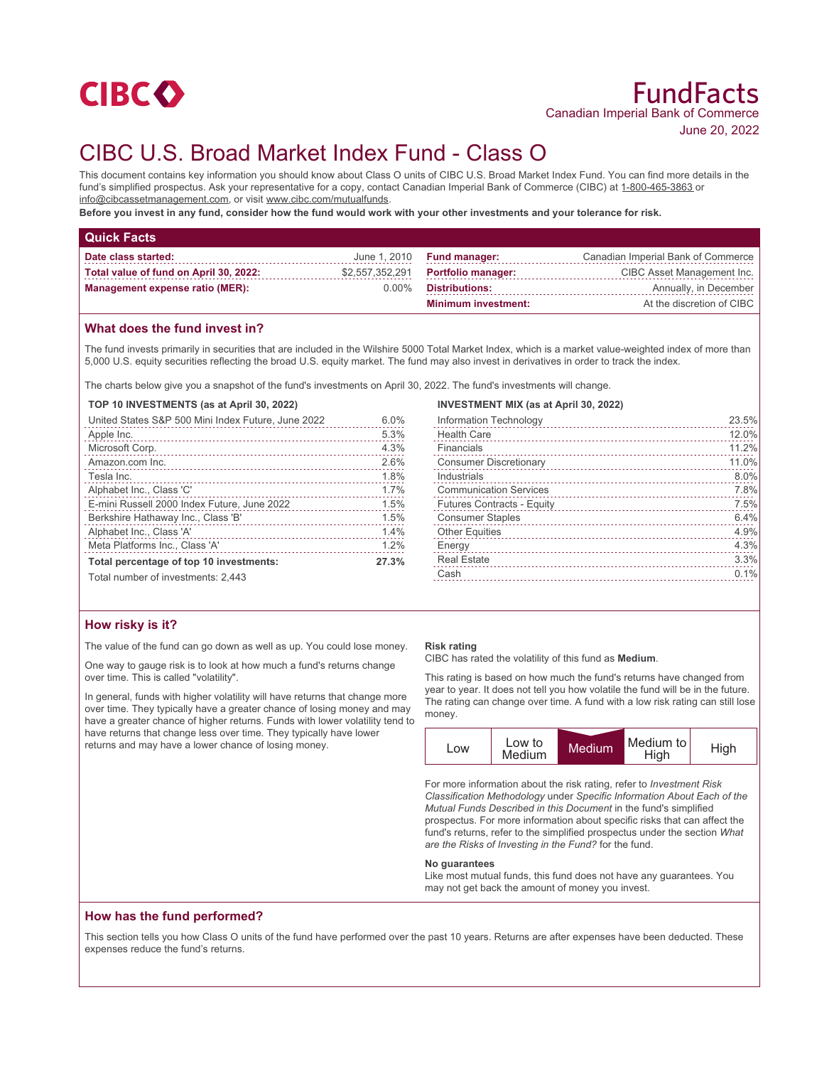CIBC

# FundFacts

Canadian Imperial Bank of Commerce

June 20, 2022

# CIBC U.S. Broad Market Index Fund - Class O

This document contains key information you should know about Class O units of CIBC U.S. Broad Market Index Fund. You can find more details in the fund's simplified prospectus. Ask your representative for a copy, contact Canadian Imperial Bank of Commerce (CIBC) at 1-800-465-3863 or info@cibcassetmanagement.com, or visit www.cibc.com/mutualfunds.

**Before you invest in any fund, consider how the fund would work with your other investments and your tolerance for risk.**

## Quick Facts

| | | | |
|---|---|---|---|
| **Date class started:** | June 1, 2010 | **Fund manager:** | Canadian Imperial Bank of Commerce |
| **Total value of fund on April 30, 2022:** | $2,557,352,291 | **Portfolio manager:** | CIBC Asset Management Inc. |
| **Management expense ratio (MER):** | 0.00% | **Distributions:** | Annually, in December |
| | | **Minimum investment:** | At the discretion of CIBC |

## What does the fund invest in?

The fund invests primarily in securities that are included in the Wilshire 5000 Total Market Index, which is a market value-weighted index of more than 5,000 U.S. equity securities reflecting the broad U.S. equity market. The fund may also invest in derivatives in order to track the index.

The charts below give you a snapshot of the fund's investments on April 30, 2022. The fund's investments will change.

**TOP 10 INVESTMENTS (as at April 30, 2022)**

| | |
|---|---|
| United States S&P 500 Mini Index Future, June 2022 | 6.0% |
| Apple Inc. | 5.3% |
| Microsoft Corp. | 4.3% |
| Amazon.com Inc. | 2.6% |
| Tesla Inc. | 1.8% |
| Alphabet Inc., Class 'C' | 1.7% |
| E-mini Russell 2000 Index Future, June 2022 | 1.5% |
| Berkshire Hathaway Inc., Class 'B' | 1.5% |
| Alphabet Inc., Class 'A' | 1.4% |
| Meta Platforms Inc., Class 'A' | 1.2% |
| **Total percentage of top 10 investments:** | **27.3%** |

Total number of investments: 2,443

**INVESTMENT MIX (as at April 30, 2022)**

| | |
|---|---|
| Information Technology | 23.5% |
| Health Care | 12.0% |
| Financials | 11.2% |
| Consumer Discretionary | 11.0% |
| Industrials | 8.0% |
| Communication Services | 7.8% |
| Futures Contracts - Equity | 7.5% |
| Consumer Staples | 6.4% |
| Other Equities | 4.9% |
| Energy | 4.3% |
| Real Estate | 3.3% |
| Cash | 0.1% |

## How risky is it?

The value of the fund can go down as well as up. You could lose money.

One way to gauge risk is to look at how much a fund's returns change over time. This is called "volatility".

In general, funds with higher volatility will have returns that change more over time. They typically have a greater chance of losing money and may have a greater chance of higher returns. Funds with lower volatility tend to have returns that change less over time. They typically have lower returns and may have a lower chance of losing money.

**Risk rating**

CIBC has rated the volatility of this fund as **Medium**.

This rating is based on how much the fund's returns have changed from year to year. It does not tell you how volatile the fund will be in the future. The rating can change over time. A fund with a low risk rating can still lose money.

| Low | Low to Medium | **Medium** | Medium to High | High |
|---|---|---|---|---|

For more information about the risk rating, refer to *Investment Risk Classification Methodology* under *Specific Information About Each of the Mutual Funds Described in this Document* in the fund's simplified prospectus. For more information about specific risks that can affect the fund's returns, refer to the simplified prospectus under the section *What are the Risks of Investing in the Fund?* for the fund.

**No guarantees**

Like most mutual funds, this fund does not have any guarantees. You may not get back the amount of money you invest.

## How has the fund performed?

This section tells you how Class O units of the fund have performed over the past 10 years. Returns are after expenses have been deducted. These expenses reduce the fund's returns.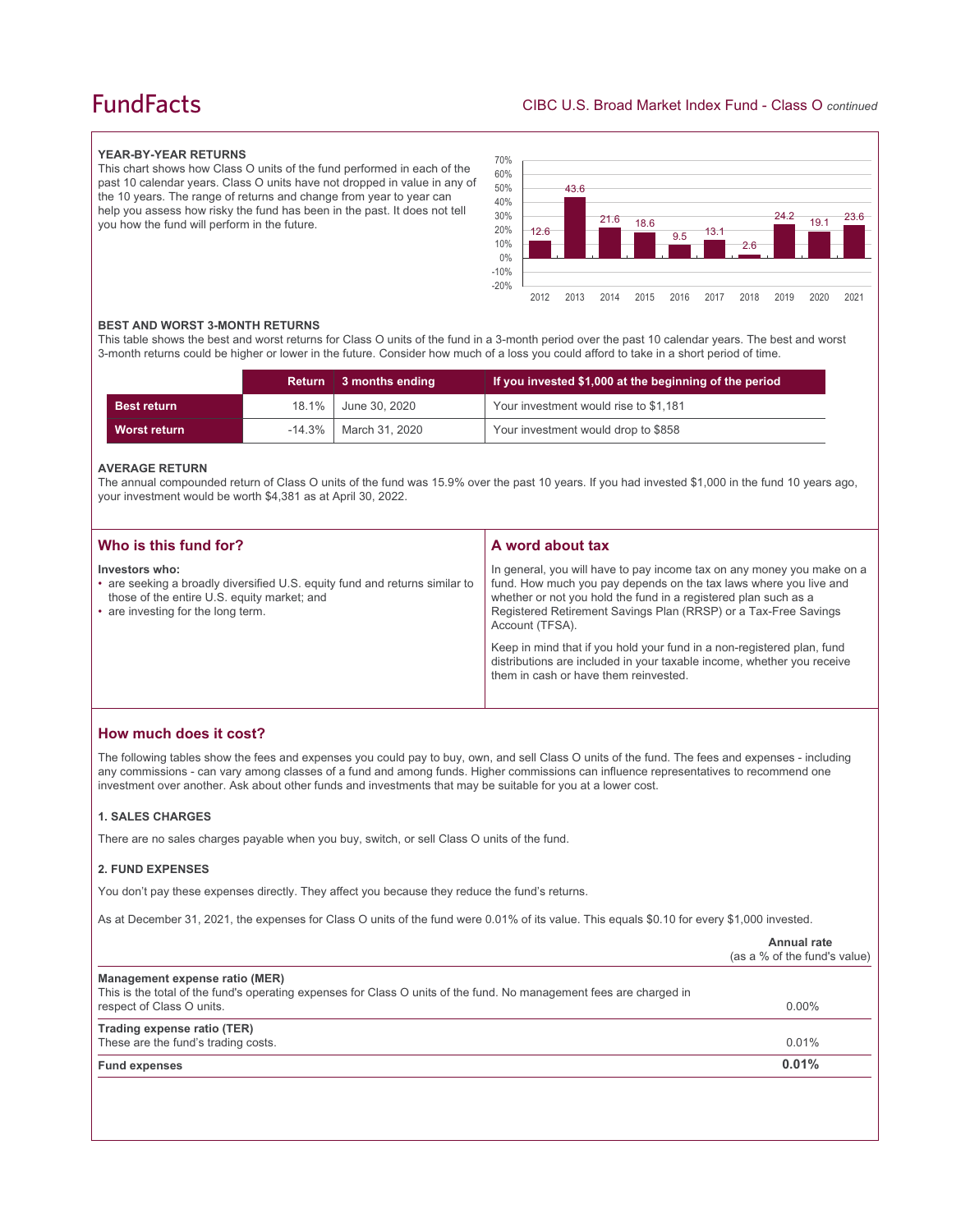### YEAR-BY-YEAR RETURNS

This chart shows how Class O units of the fund performed in each of the past 10 calendar years. Class O units have not dropped in value in any of the 10 years. The range of returns and change from year to year can help you assess how risky the fund has been in the past. It does not tell you how the fund will perform in the future.

| Year | 2012 | 2013 | 2014 | 2015 | 2016 | 2017 | 2018 | 2019 | 2020 | 2021 |
|---|---|---|---|---|---|---|---|---|---|---|
| Return (%) | 12.6 | 43.6 | 21.6 | 18.6 | 9.5 | 13.1 | 2.6 | 24.2 | 19.1 | 23.6 |

### BEST AND WORST 3-MONTH RETURNS

This table shows the best and worst returns for Class O units of the fund in a 3-month period over the past 10 calendar years. The best and worst 3-month returns could be higher or lower in the future. Consider how much of a loss you could afford to take in a short period of time.

| | Return | 3 months ending | If you invested $1,000 at the beginning of the period |
|---|---|---|---|
| **Best return** | 18.1% | June 30, 2020 | Your investment would rise to $1,181 |
| **Worst return** | -14.3% | March 31, 2020 | Your investment would drop to $858 |

### AVERAGE RETURN

The annual compounded return of Class O units of the fund was 15.9% over the past 10 years. If you had invested $1,000 in the fund 10 years ago, your investment would be worth $4,381 as at April 30, 2022.

## Who is this fund for?

**Investors who:**

- are seeking a broadly diversified U.S. equity fund and returns similar to those of the entire U.S. equity market; and
- are investing for the long term.

## A word about tax

In general, you will have to pay income tax on any money you make on a fund. How much you pay depends on the tax laws where you live and whether or not you hold the fund in a registered plan such as a Registered Retirement Savings Plan (RRSP) or a Tax-Free Savings Account (TFSA).

Keep in mind that if you hold your fund in a non-registered plan, fund distributions are included in your taxable income, whether you receive them in cash or have them reinvested.

## How much does it cost?

The following tables show the fees and expenses you could pay to buy, own, and sell Class O units of the fund. The fees and expenses - including any commissions - can vary among classes of a fund and among funds. Higher commissions can influence representatives to recommend one investment over another. Ask about other funds and investments that may be suitable for you at a lower cost.

### 1. SALES CHARGES

There are no sales charges payable when you buy, switch, or sell Class O units of the fund.

### 2. FUND EXPENSES

You don't pay these expenses directly. They affect you because they reduce the fund's returns.

As at December 31, 2021, the expenses for Class O units of the fund were 0.01% of its value. This equals $0.10 for every $1,000 invested.

| | Annual rate (as a % of the fund's value) |
|---|---|
| **Management expense ratio (MER)**<br>This is the total of the fund's operating expenses for Class O units of the fund. No management fees are charged in respect of Class O units. | 0.00% |
| **Trading expense ratio (TER)**<br>These are the fund's trading costs. | 0.01% |
| **Fund expenses** | **0.01%** |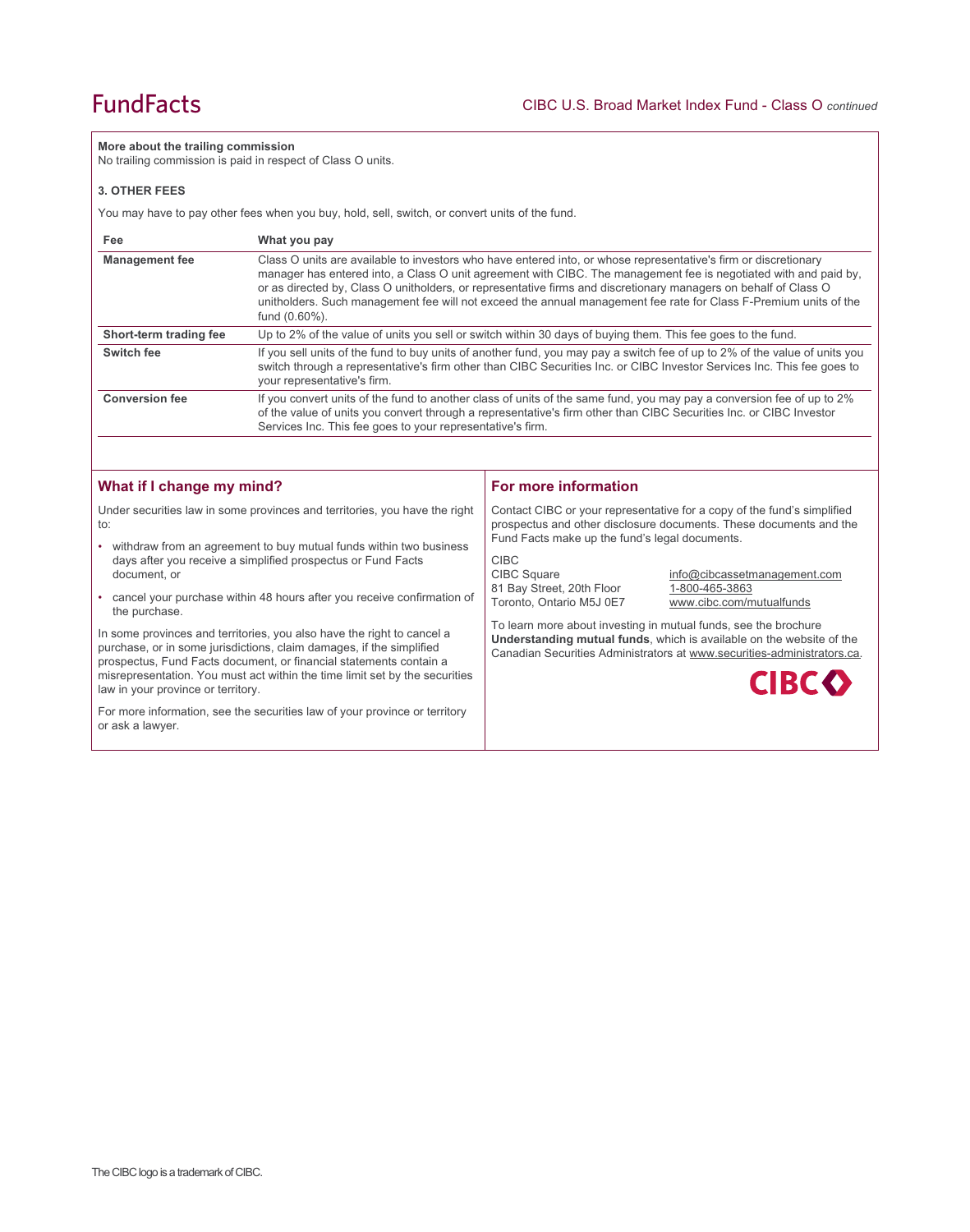**More about the trailing commission**
No trailing commission is paid in respect of Class O units.

**3. OTHER FEES**

You may have to pay other fees when you buy, hold, sell, switch, or convert units of the fund.

| Fee | What you pay |
|---|---|
| **Management fee** | Class O units are available to investors who have entered into, or whose representative's firm or discretionary manager has entered into, a Class O unit agreement with CIBC. The management fee is negotiated with and paid by, or as directed by, Class O unitholders, or representative firms and discretionary managers on behalf of Class O unitholders. Such management fee will not exceed the annual management fee rate for Class F-Premium units of the fund (0.60%). |
| **Short-term trading fee** | Up to 2% of the value of units you sell or switch within 30 days of buying them. This fee goes to the fund. |
| **Switch fee** | If you sell units of the fund to buy units of another fund, you may pay a switch fee of up to 2% of the value of units you switch through a representative's firm other than CIBC Securities Inc. or CIBC Investor Services Inc. This fee goes to your representative's firm. |
| **Conversion fee** | If you convert units of the fund to another class of units of the same fund, you may pay a conversion fee of up to 2% of the value of units you convert through a representative's firm other than CIBC Securities Inc. or CIBC Investor Services Inc. This fee goes to your representative's firm. |

## What if I change my mind?

Under securities law in some provinces and territories, you have the right to:

- withdraw from an agreement to buy mutual funds within two business days after you receive a simplified prospectus or Fund Facts document, or
- cancel your purchase within 48 hours after you receive confirmation of the purchase.

In some provinces and territories, you also have the right to cancel a purchase, or in some jurisdictions, claim damages, if the simplified prospectus, Fund Facts document, or financial statements contain a misrepresentation. You must act within the time limit set by the securities law in your province or territory.

For more information, see the securities law of your province or territory or ask a lawyer.

## For more information

Contact CIBC or your representative for a copy of the fund's simplified prospectus and other disclosure documents. These documents and the Fund Facts make up the fund's legal documents.

CIBC
CIBC Square
81 Bay Street, 20th Floor
Toronto, Ontario M5J 0E7

info@cibcassetmanagement.com
1-800-465-3863
www.cibc.com/mutualfunds

To learn more about investing in mutual funds, see the brochure **Understanding mutual funds**, which is available on the website of the Canadian Securities Administrators at www.securities-administrators.ca.

CIBC

The CIBC logo is a trademark of CIBC.